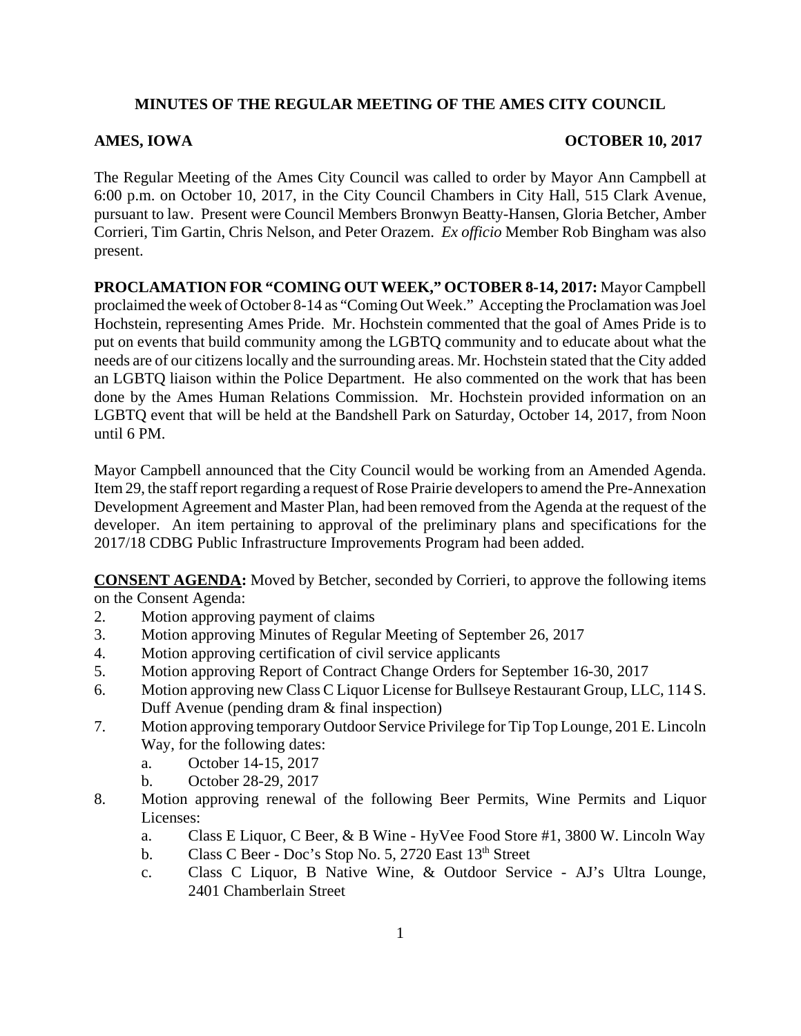# MINUTES OF THE REGULAR MEETING OF THE AMES CITY COUNCIL

**AMES, IOWA** **OCTOBER 10, 2017**

The Regular Meeting of the Ames City Council was called to order by Mayor Ann Campbell at 6:00 p.m. on October 10, 2017, in the City Council Chambers in City Hall, 515 Clark Avenue, pursuant to law. Present were Council Members Bronwyn Beatty-Hansen, Gloria Betcher, Amber Corrieri, Tim Gartin, Chris Nelson, and Peter Orazem. *Ex officio* Member Rob Bingham was also present.

**PROCLAMATION FOR "COMING OUT WEEK," OCTOBER 8-14, 2017:** Mayor Campbell proclaimed the week of October 8-14 as "Coming Out Week." Accepting the Proclamation was Joel Hochstein, representing Ames Pride. Mr. Hochstein commented that the goal of Ames Pride is to put on events that build community among the LGBTQ community and to educate about what the needs are of our citizens locally and the surrounding areas. Mr. Hochstein stated that the City added an LGBTQ liaison within the Police Department. He also commented on the work that has been done by the Ames Human Relations Commission. Mr. Hochstein provided information on an LGBTQ event that will be held at the Bandshell Park on Saturday, October 14, 2017, from Noon until 6 PM.

Mayor Campbell announced that the City Council would be working from an Amended Agenda. Item 29, the staff report regarding a request of Rose Prairie developers to amend the Pre-Annexation Development Agreement and Master Plan, had been removed from the Agenda at the request of the developer. An item pertaining to approval of the preliminary plans and specifications for the 2017/18 CDBG Public Infrastructure Improvements Program had been added.

**CONSENT AGENDA:** Moved by Betcher, seconded by Corrieri, to approve the following items on the Consent Agenda:

2. Motion approving payment of claims
3. Motion approving Minutes of Regular Meeting of September 26, 2017
4. Motion approving certification of civil service applicants
5. Motion approving Report of Contract Change Orders for September 16-30, 2017
6. Motion approving new Class C Liquor License for Bullseye Restaurant Group, LLC, 114 S. Duff Avenue (pending dram & final inspection)
7. Motion approving temporary Outdoor Service Privilege for Tip Top Lounge, 201 E. Lincoln Way, for the following dates:
   a. October 14-15, 2017
   b. October 28-29, 2017
8. Motion approving renewal of the following Beer Permits, Wine Permits and Liquor Licenses:
   a. Class E Liquor, C Beer, & B Wine - HyVee Food Store #1, 3800 W. Lincoln Way
   b. Class C Beer - Doc's Stop No. 5, 2720 East 13th Street
   c. Class C Liquor, B Native Wine, & Outdoor Service - AJ's Ultra Lounge, 2401 Chamberlain Street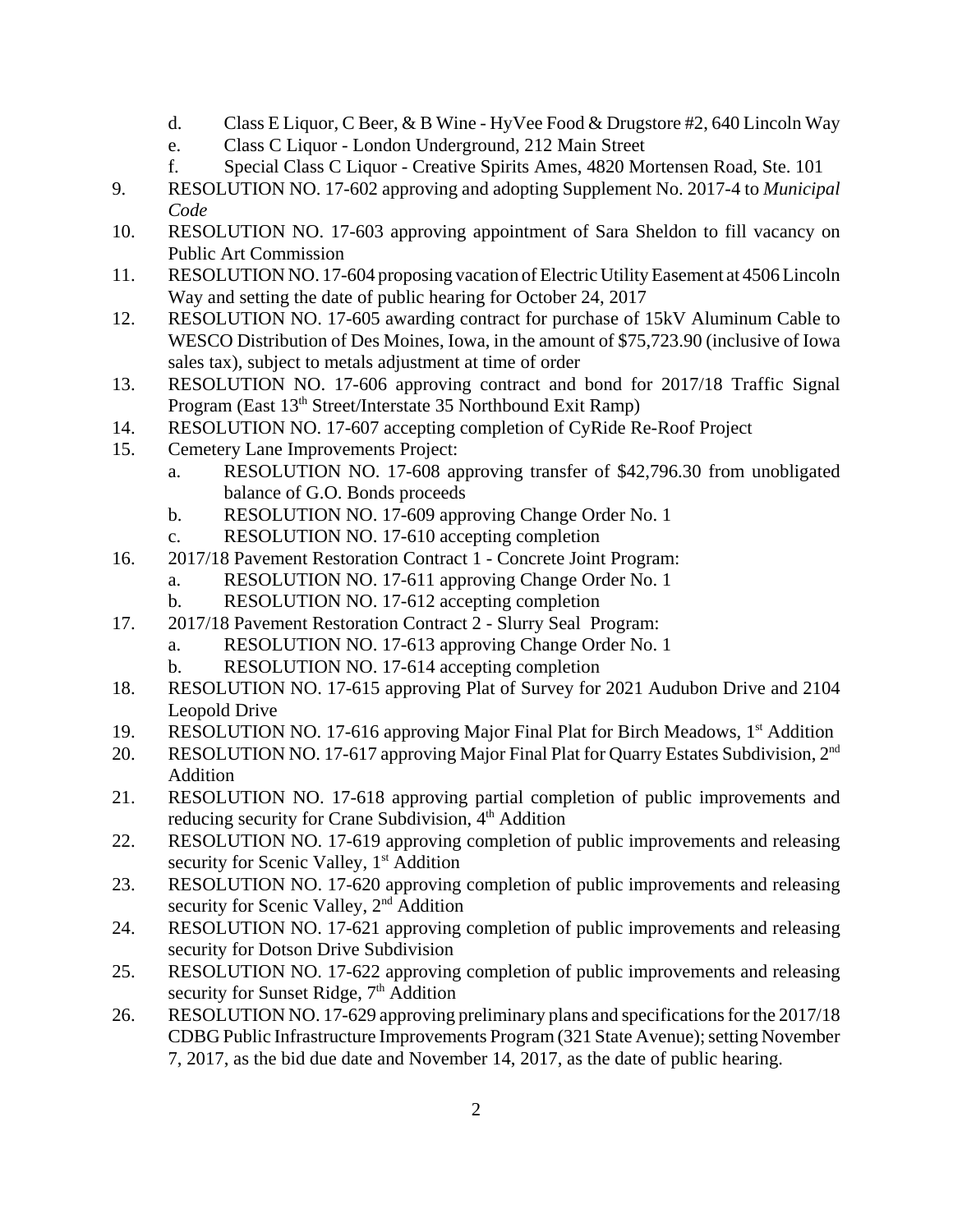d. Class E Liquor, C Beer, & B Wine - HyVee Food & Drugstore #2, 640 Lincoln Way
   e. Class C Liquor - London Underground, 212 Main Street
   f. Special Class C Liquor - Creative Spirits Ames, 4820 Mortensen Road, Ste. 101

9. RESOLUTION NO. 17-602 approving and adopting Supplement No. 2017-4 to *Municipal Code*
10. RESOLUTION NO. 17-603 approving appointment of Sara Sheldon to fill vacancy on Public Art Commission
11. RESOLUTION NO. 17-604 proposing vacation of Electric Utility Easement at 4506 Lincoln Way and setting the date of public hearing for October 24, 2017
12. RESOLUTION NO. 17-605 awarding contract for purchase of 15kV Aluminum Cable to WESCO Distribution of Des Moines, Iowa, in the amount of $75,723.90 (inclusive of Iowa sales tax), subject to metals adjustment at time of order
13. RESOLUTION NO. 17-606 approving contract and bond for 2017/18 Traffic Signal Program (East 13th Street/Interstate 35 Northbound Exit Ramp)
14. RESOLUTION NO. 17-607 accepting completion of CyRide Re-Roof Project
15. Cemetery Lane Improvements Project:
    a. RESOLUTION NO. 17-608 approving transfer of $42,796.30 from unobligated balance of G.O. Bonds proceeds
    b. RESOLUTION NO. 17-609 approving Change Order No. 1
    c. RESOLUTION NO. 17-610 accepting completion
16. 2017/18 Pavement Restoration Contract 1 - Concrete Joint Program:
    a. RESOLUTION NO. 17-611 approving Change Order No. 1
    b. RESOLUTION NO. 17-612 accepting completion
17. 2017/18 Pavement Restoration Contract 2 - Slurry Seal Program:
    a. RESOLUTION NO. 17-613 approving Change Order No. 1
    b. RESOLUTION NO. 17-614 accepting completion
18. RESOLUTION NO. 17-615 approving Plat of Survey for 2021 Audubon Drive and 2104 Leopold Drive
19. RESOLUTION NO. 17-616 approving Major Final Plat for Birch Meadows, 1st Addition
20. RESOLUTION NO. 17-617 approving Major Final Plat for Quarry Estates Subdivision, 2nd Addition
21. RESOLUTION NO. 17-618 approving partial completion of public improvements and reducing security for Crane Subdivision, 4th Addition
22. RESOLUTION NO. 17-619 approving completion of public improvements and releasing security for Scenic Valley, 1st Addition
23. RESOLUTION NO. 17-620 approving completion of public improvements and releasing security for Scenic Valley, 2nd Addition
24. RESOLUTION NO. 17-621 approving completion of public improvements and releasing security for Dotson Drive Subdivision
25. RESOLUTION NO. 17-622 approving completion of public improvements and releasing security for Sunset Ridge, 7th Addition
26. RESOLUTION NO. 17-629 approving preliminary plans and specifications for the 2017/18 CDBG Public Infrastructure Improvements Program (321 State Avenue); setting November 7, 2017, as the bid due date and November 14, 2017, as the date of public hearing.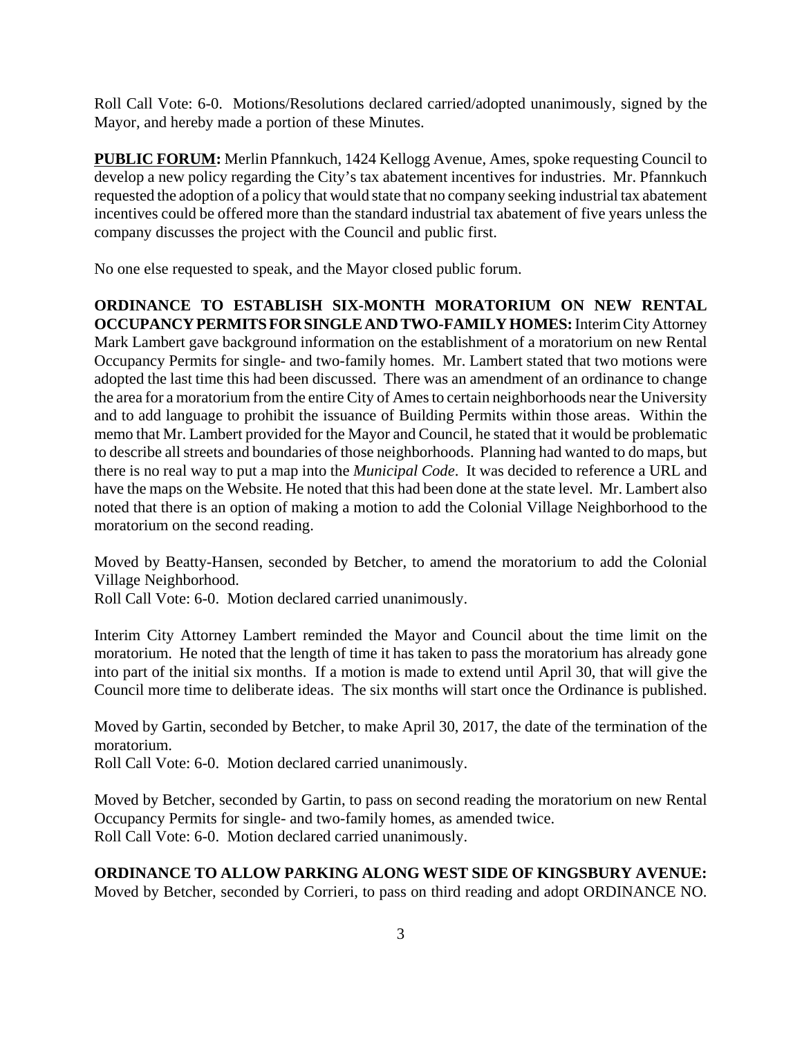Roll Call Vote: 6-0. Motions/Resolutions declared carried/adopted unanimously, signed by the Mayor, and hereby made a portion of these Minutes.

**PUBLIC FORUM:** Merlin Pfannkuch, 1424 Kellogg Avenue, Ames, spoke requesting Council to develop a new policy regarding the City's tax abatement incentives for industries. Mr. Pfannkuch requested the adoption of a policy that would state that no company seeking industrial tax abatement incentives could be offered more than the standard industrial tax abatement of five years unless the company discusses the project with the Council and public first.

No one else requested to speak, and the Mayor closed public forum.

**ORDINANCE TO ESTABLISH SIX-MONTH MORATORIUM ON NEW RENTAL OCCUPANCY PERMITS FOR SINGLE AND TWO-FAMILY HOMES:** Interim City Attorney Mark Lambert gave background information on the establishment of a moratorium on new Rental Occupancy Permits for single- and two-family homes. Mr. Lambert stated that two motions were adopted the last time this had been discussed. There was an amendment of an ordinance to change the area for a moratorium from the entire City of Ames to certain neighborhoods near the University and to add language to prohibit the issuance of Building Permits within those areas. Within the memo that Mr. Lambert provided for the Mayor and Council, he stated that it would be problematic to describe all streets and boundaries of those neighborhoods. Planning had wanted to do maps, but there is no real way to put a map into the *Municipal Code*. It was decided to reference a URL and have the maps on the Website. He noted that this had been done at the state level. Mr. Lambert also noted that there is an option of making a motion to add the Colonial Village Neighborhood to the moratorium on the second reading.

Moved by Beatty-Hansen, seconded by Betcher, to amend the moratorium to add the Colonial Village Neighborhood.
Roll Call Vote: 6-0. Motion declared carried unanimously.

Interim City Attorney Lambert reminded the Mayor and Council about the time limit on the moratorium. He noted that the length of time it has taken to pass the moratorium has already gone into part of the initial six months. If a motion is made to extend until April 30, that will give the Council more time to deliberate ideas. The six months will start once the Ordinance is published.

Moved by Gartin, seconded by Betcher, to make April 30, 2017, the date of the termination of the moratorium.
Roll Call Vote: 6-0. Motion declared carried unanimously.

Moved by Betcher, seconded by Gartin, to pass on second reading the moratorium on new Rental Occupancy Permits for single- and two-family homes, as amended twice.
Roll Call Vote: 6-0. Motion declared carried unanimously.

**ORDINANCE TO ALLOW PARKING ALONG WEST SIDE OF KINGSBURY AVENUE:** Moved by Betcher, seconded by Corrieri, to pass on third reading and adopt ORDINANCE NO.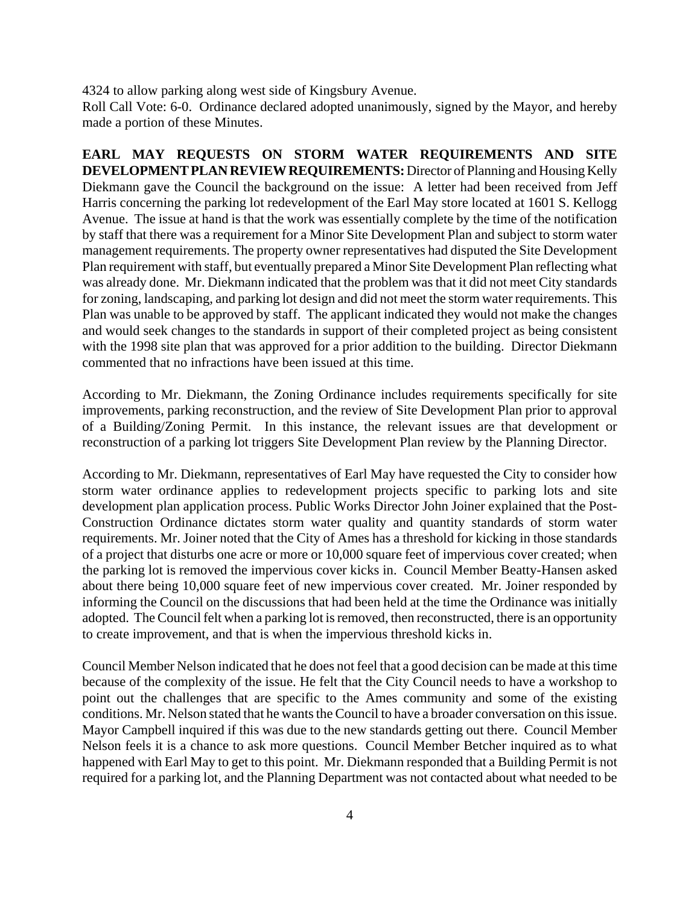4324 to allow parking along west side of Kingsbury Avenue.
Roll Call Vote: 6-0. Ordinance declared adopted unanimously, signed by the Mayor, and hereby made a portion of these Minutes.

**EARL MAY REQUESTS ON STORM WATER REQUIREMENTS AND SITE DEVELOPMENT PLAN REVIEW REQUIREMENTS:** Director of Planning and Housing Kelly Diekmann gave the Council the background on the issue: A letter had been received from Jeff Harris concerning the parking lot redevelopment of the Earl May store located at 1601 S. Kellogg Avenue. The issue at hand is that the work was essentially complete by the time of the notification by staff that there was a requirement for a Minor Site Development Plan and subject to storm water management requirements. The property owner representatives had disputed the Site Development Plan requirement with staff, but eventually prepared a Minor Site Development Plan reflecting what was already done. Mr. Diekmann indicated that the problem was that it did not meet City standards for zoning, landscaping, and parking lot design and did not meet the storm water requirements. This Plan was unable to be approved by staff. The applicant indicated they would not make the changes and would seek changes to the standards in support of their completed project as being consistent with the 1998 site plan that was approved for a prior addition to the building. Director Diekmann commented that no infractions have been issued at this time.

According to Mr. Diekmann, the Zoning Ordinance includes requirements specifically for site improvements, parking reconstruction, and the review of Site Development Plan prior to approval of a Building/Zoning Permit. In this instance, the relevant issues are that development or reconstruction of a parking lot triggers Site Development Plan review by the Planning Director.

According to Mr. Diekmann, representatives of Earl May have requested the City to consider how storm water ordinance applies to redevelopment projects specific to parking lots and site development plan application process. Public Works Director John Joiner explained that the Post-Construction Ordinance dictates storm water quality and quantity standards of storm water requirements. Mr. Joiner noted that the City of Ames has a threshold for kicking in those standards of a project that disturbs one acre or more or 10,000 square feet of impervious cover created; when the parking lot is removed the impervious cover kicks in. Council Member Beatty-Hansen asked about there being 10,000 square feet of new impervious cover created. Mr. Joiner responded by informing the Council on the discussions that had been held at the time the Ordinance was initially adopted. The Council felt when a parking lot is removed, then reconstructed, there is an opportunity to create improvement, and that is when the impervious threshold kicks in.

Council Member Nelson indicated that he does not feel that a good decision can be made at this time because of the complexity of the issue. He felt that the City Council needs to have a workshop to point out the challenges that are specific to the Ames community and some of the existing conditions. Mr. Nelson stated that he wants the Council to have a broader conversation on this issue. Mayor Campbell inquired if this was due to the new standards getting out there. Council Member Nelson feels it is a chance to ask more questions. Council Member Betcher inquired as to what happened with Earl May to get to this point. Mr. Diekmann responded that a Building Permit is not required for a parking lot, and the Planning Department was not contacted about what needed to be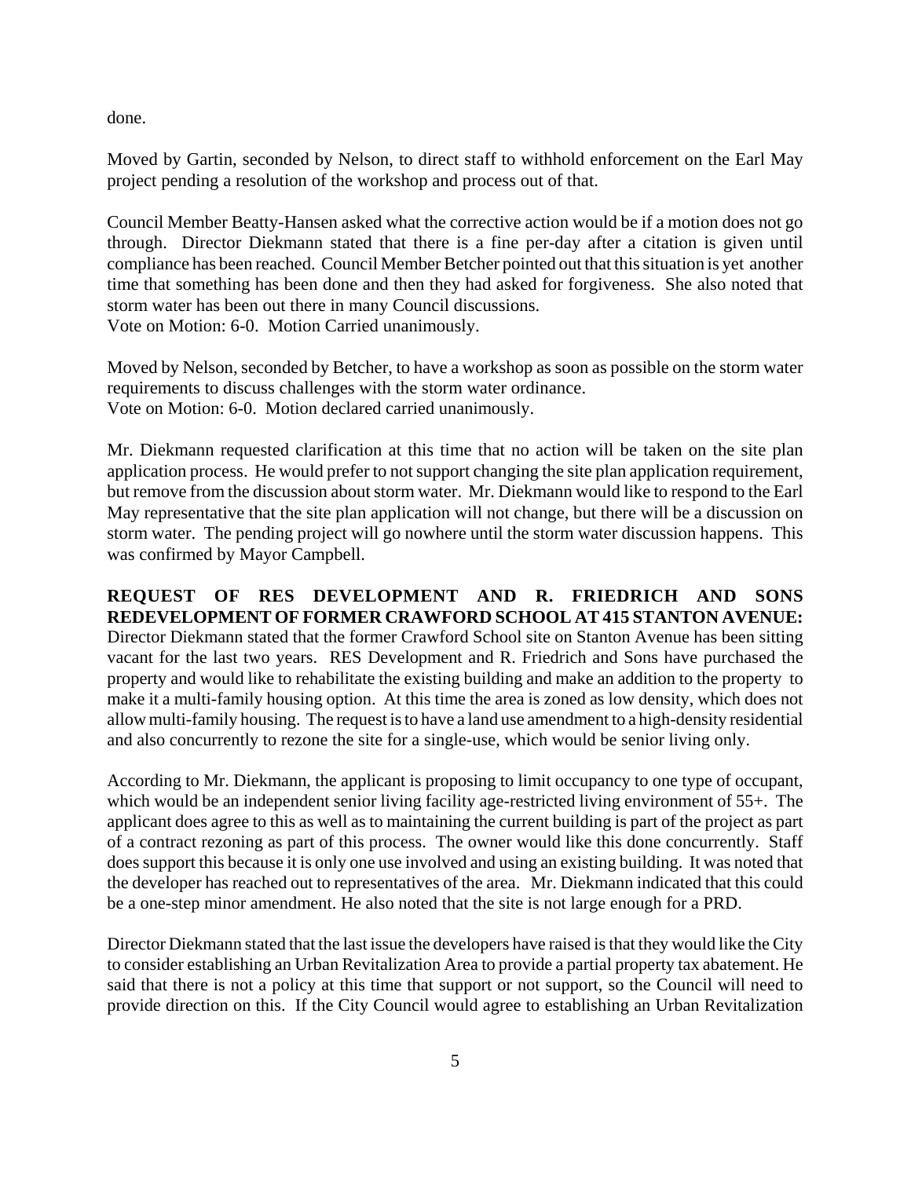done.

Moved by Gartin, seconded by Nelson, to direct staff to withhold enforcement on the Earl May project pending a resolution of the workshop and process out of that.

Council Member Beatty-Hansen asked what the corrective action would be if a motion does not go through. Director Diekmann stated that there is a fine per-day after a citation is given until compliance has been reached. Council Member Betcher pointed out that this situation is yet another time that something has been done and then they had asked for forgiveness. She also noted that storm water has been out there in many Council discussions.
Vote on Motion: 6-0. Motion Carried unanimously.

Moved by Nelson, seconded by Betcher, to have a workshop as soon as possible on the storm water requirements to discuss challenges with the storm water ordinance.
Vote on Motion: 6-0. Motion declared carried unanimously.

Mr. Diekmann requested clarification at this time that no action will be taken on the site plan application process. He would prefer to not support changing the site plan application requirement, but remove from the discussion about storm water. Mr. Diekmann would like to respond to the Earl May representative that the site plan application will not change, but there will be a discussion on storm water. The pending project will go nowhere until the storm water discussion happens. This was confirmed by Mayor Campbell.

**REQUEST OF RES DEVELOPMENT AND R. FRIEDRICH AND SONS REDEVELOPMENT OF FORMER CRAWFORD SCHOOL AT 415 STANTON AVENUE:** Director Diekmann stated that the former Crawford School site on Stanton Avenue has been sitting vacant for the last two years. RES Development and R. Friedrich and Sons have purchased the property and would like to rehabilitate the existing building and make an addition to the property to make it a multi-family housing option. At this time the area is zoned as low density, which does not allow multi-family housing. The request is to have a land use amendment to a high-density residential and also concurrently to rezone the site for a single-use, which would be senior living only.

According to Mr. Diekmann, the applicant is proposing to limit occupancy to one type of occupant, which would be an independent senior living facility age-restricted living environment of 55+. The applicant does agree to this as well as to maintaining the current building is part of the project as part of a contract rezoning as part of this process. The owner would like this done concurrently. Staff does support this because it is only one use involved and using an existing building. It was noted that the developer has reached out to representatives of the area. Mr. Diekmann indicated that this could be a one-step minor amendment. He also noted that the site is not large enough for a PRD.

Director Diekmann stated that the last issue the developers have raised is that they would like the City to consider establishing an Urban Revitalization Area to provide a partial property tax abatement. He said that there is not a policy at this time that support or not support, so the Council will need to provide direction on this. If the City Council would agree to establishing an Urban Revitalization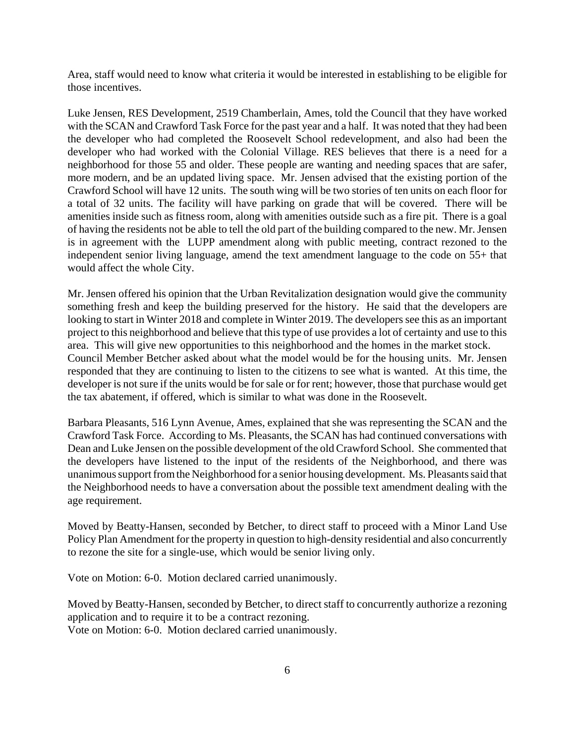Area, staff would need to know what criteria it would be interested in establishing to be eligible for those incentives.

Luke Jensen, RES Development, 2519 Chamberlain, Ames, told the Council that they have worked with the SCAN and Crawford Task Force for the past year and a half. It was noted that they had been the developer who had completed the Roosevelt School redevelopment, and also had been the developer who had worked with the Colonial Village. RES believes that there is a need for a neighborhood for those 55 and older. These people are wanting and needing spaces that are safer, more modern, and be an updated living space. Mr. Jensen advised that the existing portion of the Crawford School will have 12 units. The south wing will be two stories of ten units on each floor for a total of 32 units. The facility will have parking on grade that will be covered. There will be amenities inside such as fitness room, along with amenities outside such as a fire pit. There is a goal of having the residents not be able to tell the old part of the building compared to the new. Mr. Jensen is in agreement with the LUPP amendment along with public meeting, contract rezoned to the independent senior living language, amend the text amendment language to the code on 55+ that would affect the whole City.

Mr. Jensen offered his opinion that the Urban Revitalization designation would give the community something fresh and keep the building preserved for the history. He said that the developers are looking to start in Winter 2018 and complete in Winter 2019. The developers see this as an important project to this neighborhood and believe that this type of use provides a lot of certainty and use to this area. This will give new opportunities to this neighborhood and the homes in the market stock.
Council Member Betcher asked about what the model would be for the housing units. Mr. Jensen responded that they are continuing to listen to the citizens to see what is wanted. At this time, the developer is not sure if the units would be for sale or for rent; however, those that purchase would get the tax abatement, if offered, which is similar to what was done in the Roosevelt.

Barbara Pleasants, 516 Lynn Avenue, Ames, explained that she was representing the SCAN and the Crawford Task Force. According to Ms. Pleasants, the SCAN has had continued conversations with Dean and Luke Jensen on the possible development of the old Crawford School. She commented that the developers have listened to the input of the residents of the Neighborhood, and there was unanimous support from the Neighborhood for a senior housing development. Ms. Pleasants said that the Neighborhood needs to have a conversation about the possible text amendment dealing with the age requirement.

Moved by Beatty-Hansen, seconded by Betcher, to direct staff to proceed with a Minor Land Use Policy Plan Amendment for the property in question to high-density residential and also concurrently to rezone the site for a single-use, which would be senior living only.

Vote on Motion: 6-0. Motion declared carried unanimously.

Moved by Beatty-Hansen, seconded by Betcher, to direct staff to concurrently authorize a rezoning application and to require it to be a contract rezoning.
Vote on Motion: 6-0. Motion declared carried unanimously.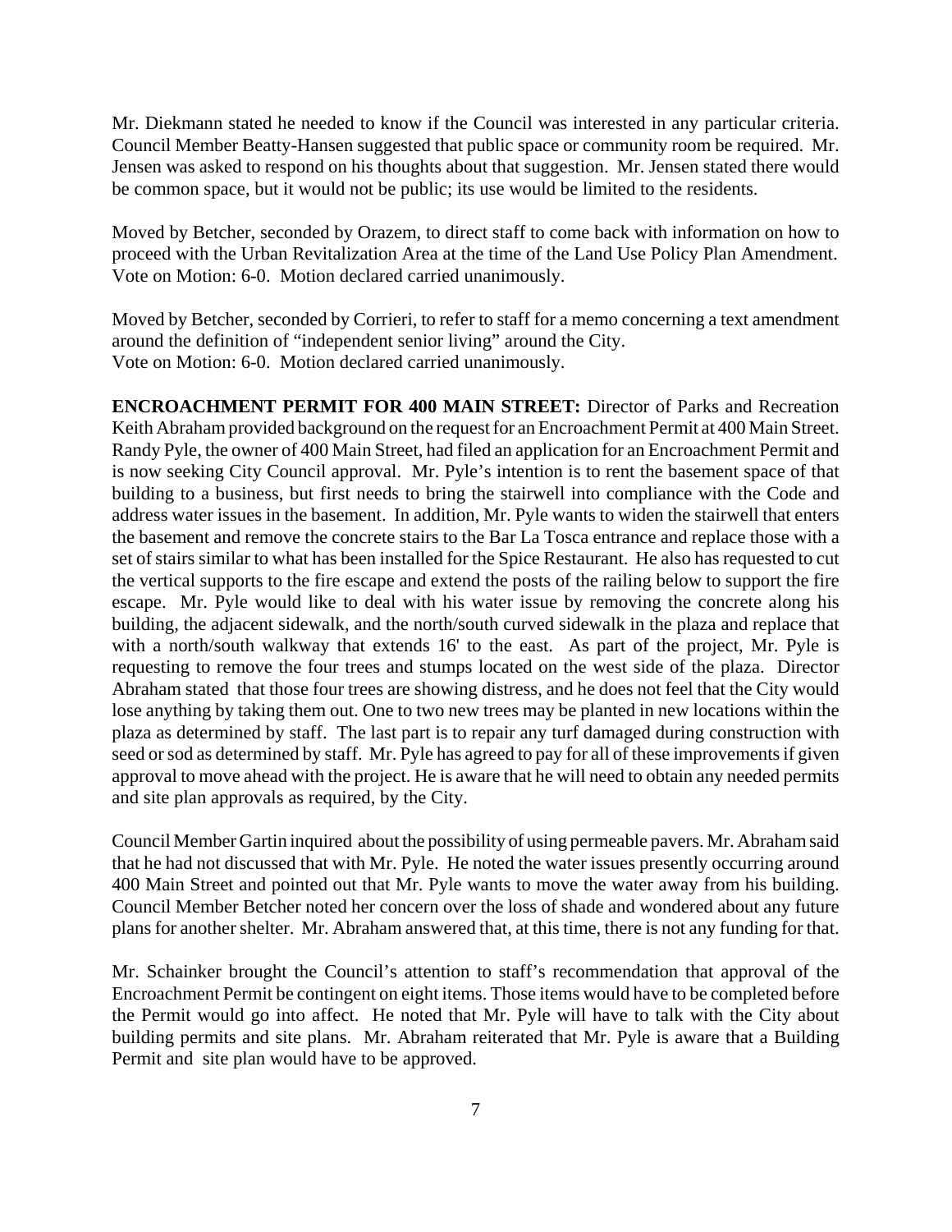Mr. Diekmann stated he needed to know if the Council was interested in any particular criteria. Council Member Beatty-Hansen suggested that public space or community room be required. Mr. Jensen was asked to respond on his thoughts about that suggestion. Mr. Jensen stated there would be common space, but it would not be public; its use would be limited to the residents.

Moved by Betcher, seconded by Orazem, to direct staff to come back with information on how to proceed with the Urban Revitalization Area at the time of the Land Use Policy Plan Amendment. Vote on Motion: 6-0. Motion declared carried unanimously.

Moved by Betcher, seconded by Corrieri, to refer to staff for a memo concerning a text amendment around the definition of "independent senior living" around the City.
Vote on Motion: 6-0. Motion declared carried unanimously.

**ENCROACHMENT PERMIT FOR 400 MAIN STREET:** Director of Parks and Recreation Keith Abraham provided background on the request for an Encroachment Permit at 400 Main Street. Randy Pyle, the owner of 400 Main Street, had filed an application for an Encroachment Permit and is now seeking City Council approval. Mr. Pyle's intention is to rent the basement space of that building to a business, but first needs to bring the stairwell into compliance with the Code and address water issues in the basement. In addition, Mr. Pyle wants to widen the stairwell that enters the basement and remove the concrete stairs to the Bar La Tosca entrance and replace those with a set of stairs similar to what has been installed for the Spice Restaurant. He also has requested to cut the vertical supports to the fire escape and extend the posts of the railing below to support the fire escape. Mr. Pyle would like to deal with his water issue by removing the concrete along his building, the adjacent sidewalk, and the north/south curved sidewalk in the plaza and replace that with a north/south walkway that extends 16' to the east. As part of the project, Mr. Pyle is requesting to remove the four trees and stumps located on the west side of the plaza. Director Abraham stated that those four trees are showing distress, and he does not feel that the City would lose anything by taking them out. One to two new trees may be planted in new locations within the plaza as determined by staff. The last part is to repair any turf damaged during construction with seed or sod as determined by staff. Mr. Pyle has agreed to pay for all of these improvements if given approval to move ahead with the project. He is aware that he will need to obtain any needed permits and site plan approvals as required, by the City.

Council Member Gartin inquired about the possibility of using permeable pavers. Mr. Abraham said that he had not discussed that with Mr. Pyle. He noted the water issues presently occurring around 400 Main Street and pointed out that Mr. Pyle wants to move the water away from his building. Council Member Betcher noted her concern over the loss of shade and wondered about any future plans for another shelter. Mr. Abraham answered that, at this time, there is not any funding for that.

Mr. Schainker brought the Council's attention to staff's recommendation that approval of the Encroachment Permit be contingent on eight items. Those items would have to be completed before the Permit would go into affect. He noted that Mr. Pyle will have to talk with the City about building permits and site plans. Mr. Abraham reiterated that Mr. Pyle is aware that a Building Permit and site plan would have to be approved.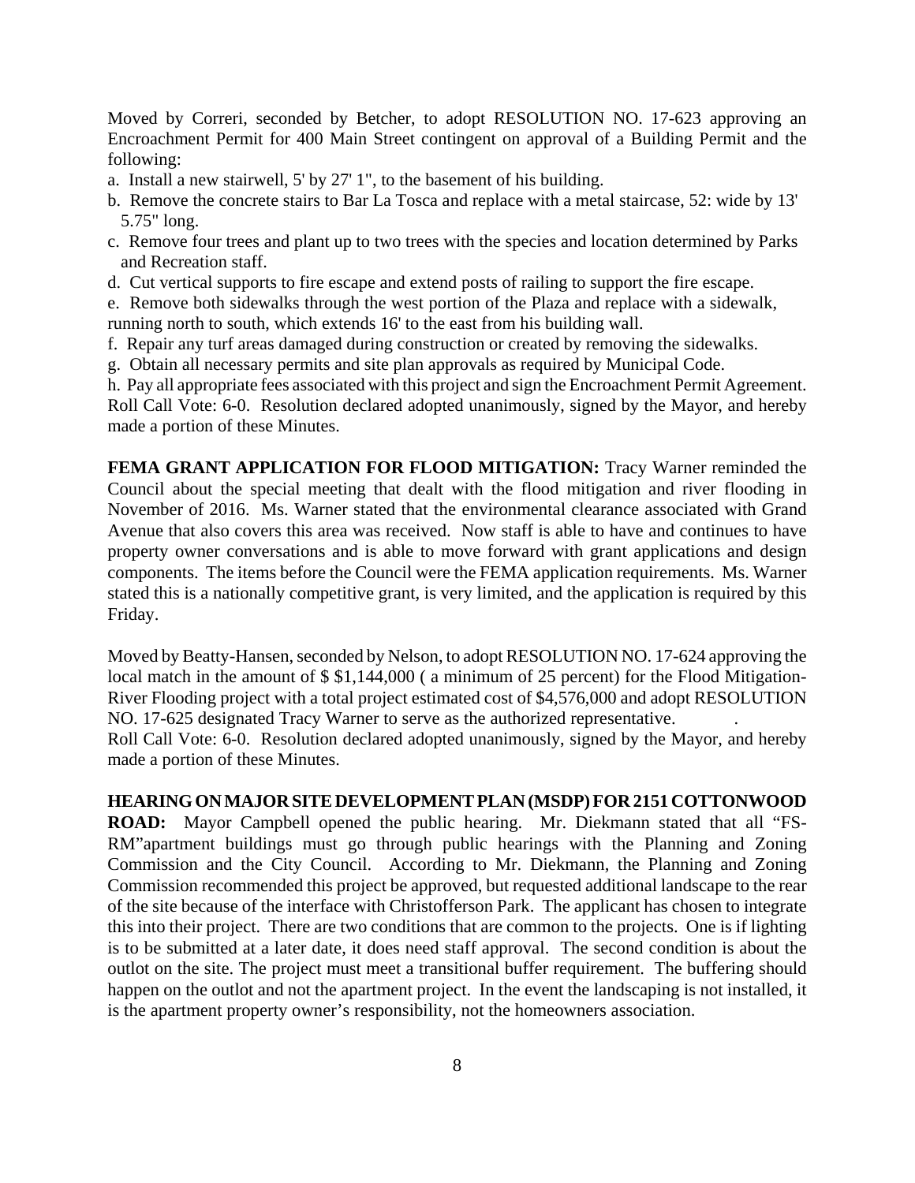Moved by Correri, seconded by Betcher, to adopt RESOLUTION NO. 17-623 approving an Encroachment Permit for 400 Main Street contingent on approval of a Building Permit and the following:

a. Install a new stairwell, 5' by 27' 1", to the basement of his building.

b. Remove the concrete stairs to Bar La Tosca and replace with a metal staircase, 52: wide by 13' 5.75" long.

c. Remove four trees and plant up to two trees with the species and location determined by Parks and Recreation staff.

d. Cut vertical supports to fire escape and extend posts of railing to support the fire escape.

e. Remove both sidewalks through the west portion of the Plaza and replace with a sidewalk, running north to south, which extends 16' to the east from his building wall.

f. Repair any turf areas damaged during construction or created by removing the sidewalks.

g. Obtain all necessary permits and site plan approvals as required by Municipal Code.

h. Pay all appropriate fees associated with this project and sign the Encroachment Permit Agreement.

Roll Call Vote: 6-0. Resolution declared adopted unanimously, signed by the Mayor, and hereby made a portion of these Minutes.

**FEMA GRANT APPLICATION FOR FLOOD MITIGATION:** Tracy Warner reminded the Council about the special meeting that dealt with the flood mitigation and river flooding in November of 2016. Ms. Warner stated that the environmental clearance associated with Grand Avenue that also covers this area was received. Now staff is able to have and continues to have property owner conversations and is able to move forward with grant applications and design components. The items before the Council were the FEMA application requirements. Ms. Warner stated this is a nationally competitive grant, is very limited, and the application is required by this Friday.

Moved by Beatty-Hansen, seconded by Nelson, to adopt RESOLUTION NO. 17-624 approving the local match in the amount of $ $1,144,000 ( a minimum of 25 percent) for the Flood Mitigation-River Flooding project with a total project estimated cost of $4,576,000 and adopt RESOLUTION NO. 17-625 designated Tracy Warner to serve as the authorized representative. .

Roll Call Vote: 6-0. Resolution declared adopted unanimously, signed by the Mayor, and hereby made a portion of these Minutes.

**HEARING ON MAJOR SITE DEVELOPMENT PLAN (MSDP) FOR 2151 COTTONWOOD ROAD:** Mayor Campbell opened the public hearing. Mr. Diekmann stated that all "FS-RM"apartment buildings must go through public hearings with the Planning and Zoning Commission and the City Council. According to Mr. Diekmann, the Planning and Zoning Commission recommended this project be approved, but requested additional landscape to the rear of the site because of the interface with Christofferson Park. The applicant has chosen to integrate this into their project. There are two conditions that are common to the projects. One is if lighting is to be submitted at a later date, it does need staff approval. The second condition is about the outlot on the site. The project must meet a transitional buffer requirement. The buffering should happen on the outlot and not the apartment project. In the event the landscaping is not installed, it is the apartment property owner's responsibility, not the homeowners association.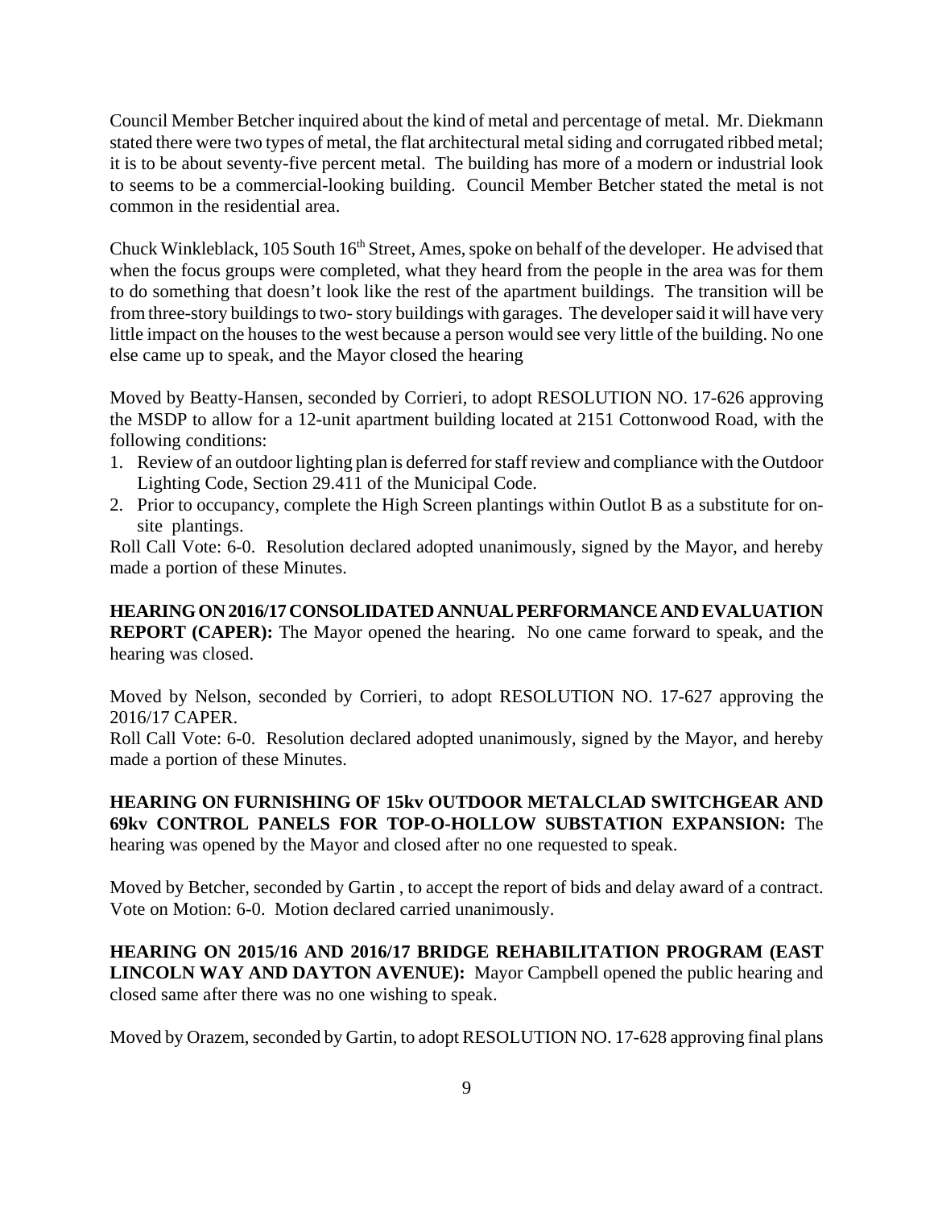Council Member Betcher inquired about the kind of metal and percentage of metal. Mr. Diekmann stated there were two types of metal, the flat architectural metal siding and corrugated ribbed metal; it is to be about seventy-five percent metal. The building has more of a modern or industrial look to seems to be a commercial-looking building. Council Member Betcher stated the metal is not common in the residential area.

Chuck Winkleblack, 105 South 16th Street, Ames, spoke on behalf of the developer. He advised that when the focus groups were completed, what they heard from the people in the area was for them to do something that doesn't look like the rest of the apartment buildings. The transition will be from three-story buildings to two- story buildings with garages. The developer said it will have very little impact on the houses to the west because a person would see very little of the building. No one else came up to speak, and the Mayor closed the hearing

Moved by Beatty-Hansen, seconded by Corrieri, to adopt RESOLUTION NO. 17-626 approving the MSDP to allow for a 12-unit apartment building located at 2151 Cottonwood Road, with the following conditions:

1. Review of an outdoor lighting plan is deferred for staff review and compliance with the Outdoor Lighting Code, Section 29.411 of the Municipal Code.
2. Prior to occupancy, complete the High Screen plantings within Outlot B as a substitute for on-site plantings.

Roll Call Vote: 6-0. Resolution declared adopted unanimously, signed by the Mayor, and hereby made a portion of these Minutes.

**HEARING ON 2016/17 CONSOLIDATED ANNUAL PERFORMANCE AND EVALUATION REPORT (CAPER):** The Mayor opened the hearing. No one came forward to speak, and the hearing was closed.

Moved by Nelson, seconded by Corrieri, to adopt RESOLUTION NO. 17-627 approving the 2016/17 CAPER.
Roll Call Vote: 6-0. Resolution declared adopted unanimously, signed by the Mayor, and hereby made a portion of these Minutes.

**HEARING ON FURNISHING OF 15kv OUTDOOR METALCLAD SWITCHGEAR AND 69kv CONTROL PANELS FOR TOP-O-HOLLOW SUBSTATION EXPANSION:** The hearing was opened by the Mayor and closed after no one requested to speak.

Moved by Betcher, seconded by Gartin , to accept the report of bids and delay award of a contract.
Vote on Motion: 6-0. Motion declared carried unanimously.

**HEARING ON 2015/16 AND 2016/17 BRIDGE REHABILITATION PROGRAM (EAST LINCOLN WAY AND DAYTON AVENUE):** Mayor Campbell opened the public hearing and closed same after there was no one wishing to speak.

Moved by Orazem, seconded by Gartin, to adopt RESOLUTION NO. 17-628 approving final plans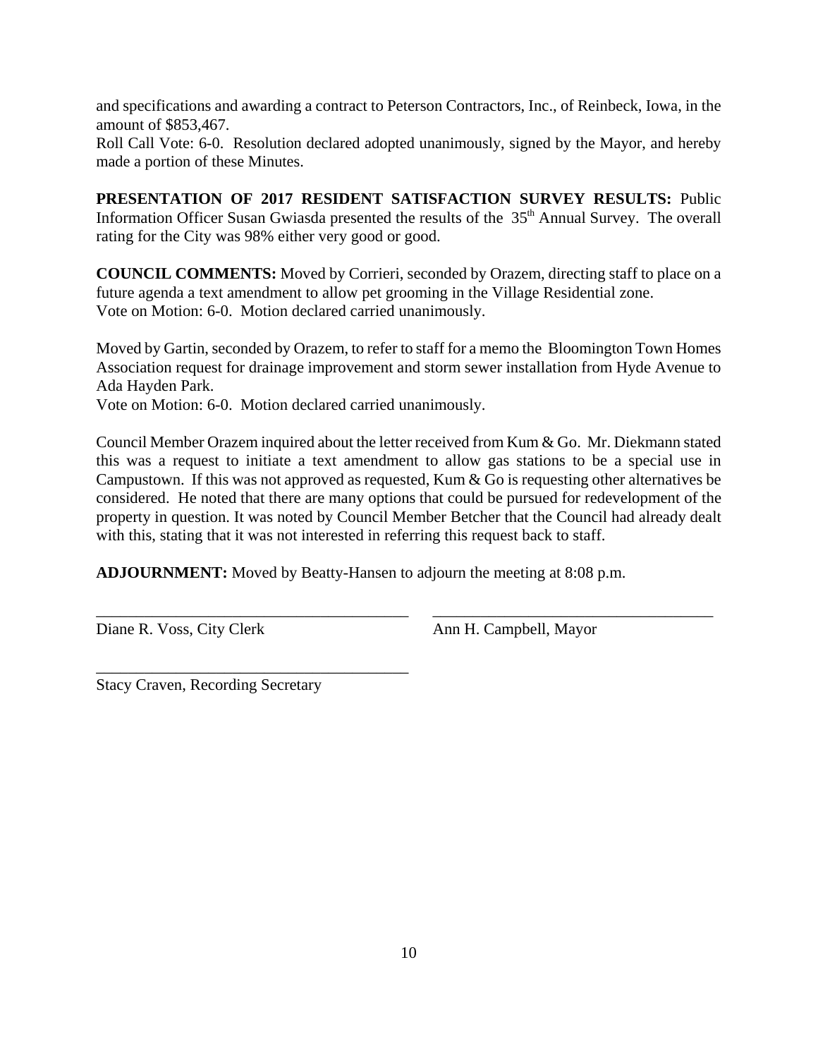and specifications and awarding a contract to Peterson Contractors, Inc., of Reinbeck, Iowa, in the amount of $853,467.
Roll Call Vote: 6-0. Resolution declared adopted unanimously, signed by the Mayor, and hereby made a portion of these Minutes.

**PRESENTATION OF 2017 RESIDENT SATISFACTION SURVEY RESULTS:** Public Information Officer Susan Gwiasda presented the results of the 35th Annual Survey. The overall rating for the City was 98% either very good or good.

**COUNCIL COMMENTS:** Moved by Corrieri, seconded by Orazem, directing staff to place on a future agenda a text amendment to allow pet grooming in the Village Residential zone.
Vote on Motion: 6-0. Motion declared carried unanimously.

Moved by Gartin, seconded by Orazem, to refer to staff for a memo the Bloomington Town Homes Association request for drainage improvement and storm sewer installation from Hyde Avenue to Ada Hayden Park.
Vote on Motion: 6-0. Motion declared carried unanimously.

Council Member Orazem inquired about the letter received from Kum & Go. Mr. Diekmann stated this was a request to initiate a text amendment to allow gas stations to be a special use in Campustown. If this was not approved as requested, Kum & Go is requesting other alternatives be considered. He noted that there are many options that could be pursued for redevelopment of the property in question. It was noted by Council Member Betcher that the Council had already dealt with this, stating that it was not interested in referring this request back to staff.

**ADJOURNMENT:** Moved by Beatty-Hansen to adjourn the meeting at 8:08 p.m.

\_\_\_\_\_\_\_\_\_\_\_\_\_\_\_\_\_\_\_\_\_\_\_\_\_\_\_\_\_\_\_\_\_\_\_\_\_\_\_\_
Diane R. Voss, City Clerk

\_\_\_\_\_\_\_\_\_\_\_\_\_\_\_\_\_\_\_\_\_\_\_\_\_\_\_\_\_\_\_\_\_\_\_\_\_\_\_\_
Ann H. Campbell, Mayor

\_\_\_\_\_\_\_\_\_\_\_\_\_\_\_\_\_\_\_\_\_\_\_\_\_\_\_\_\_\_\_\_\_\_\_\_\_\_\_\_
Stacy Craven, Recording Secretary